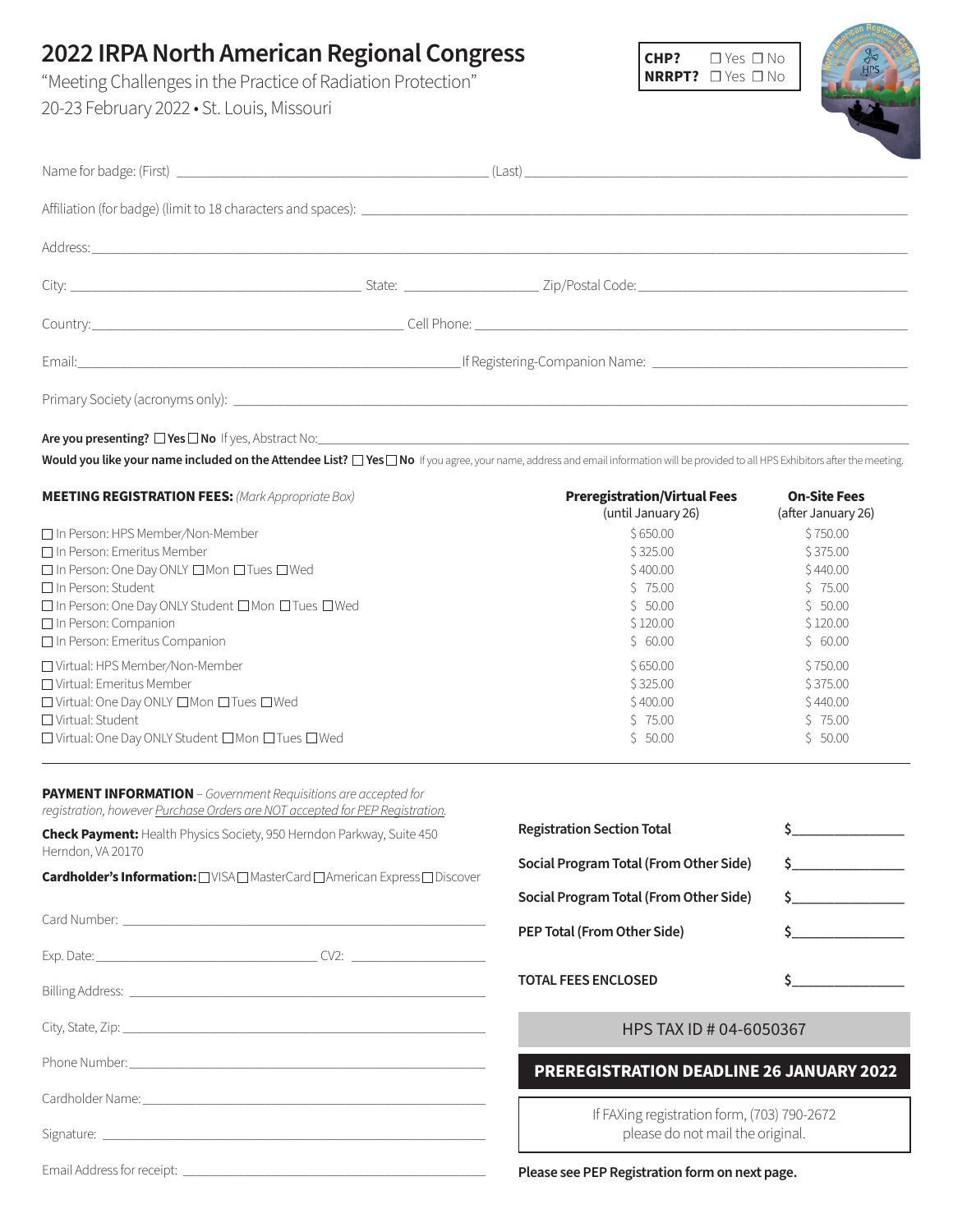# 2022 IRPA North American Regional Congress

"Meeting Challenges in the Practice of Radiation Protection"

20-23 February 2022 • St. Louis, Missouri

**CHP?** ☐ Yes ☐ No
**NRRPT?** ☐ Yes ☐ No

Name for badge: (First) ______________________ (Last) ______________________

Affiliation (for badge) (limit to 18 characters and spaces): ______________________

Address: ______________________

City: ______________________ State: ______________ Zip/Postal Code: ______________________

Country: ______________________ Cell Phone: ______________________

Email: ______________________ If Registering-Companion Name: ______________________

Primary Society (acronyms only): ______________________

**Are you presenting?** ☐ **Yes** ☐ **No** If yes, Abstract No: ______________________

**Would you like your name included on the Attendee List?** ☐ **Yes** ☐ **No** If you agree, your name, address and email information will be provided to all HPS Exhibitors after the meeting.

| **MEETING REGISTRATION FEES:** *(Mark Appropriate Box)* | **Preregistration/Virtual Fees** (until January 26) | **On-Site Fees** (after January 26) |
|---|---|---|
| ☐ In Person: HPS Member/Non-Member | $ 650.00 | $ 750.00 |
| ☐ In Person: Emeritus Member | $ 325.00 | $ 375.00 |
| ☐ In Person: One Day ONLY ☐ Mon ☐ Tues ☐ Wed | $ 400.00 | $ 440.00 |
| ☐ In Person: Student | $ 75.00 | $ 75.00 |
| ☐ In Person: One Day ONLY Student ☐ Mon ☐ Tues ☐ Wed | $ 50.00 | $ 50.00 |
| ☐ In Person: Companion | $ 120.00 | $ 120.00 |
| ☐ In Person: Emeritus Companion | $ 60.00 | $ 60.00 |
| ☐ Virtual: HPS Member/Non-Member | $ 650.00 | $ 750.00 |
| ☐ Virtual: Emeritus Member | $ 325.00 | $ 375.00 |
| ☐ Virtual: One Day ONLY ☐ Mon ☐ Tues ☐ Wed | $ 400.00 | $ 440.00 |
| ☐ Virtual: Student | $ 75.00 | $ 75.00 |
| ☐ Virtual: One Day ONLY Student ☐ Mon ☐ Tues ☐ Wed | $ 50.00 | $ 50.00 |

**PAYMENT INFORMATION** – *Government Requisitions are accepted for registration, however Purchase Orders are NOT accepted for PEP Registration.*

**Check Payment:** Health Physics Society, 950 Herndon Parkway, Suite 450 Herndon, VA 20170

**Cardholder's Information:** ☐ VISA ☐ MasterCard ☐ American Express ☐ Discover

Card Number: ______________________

Exp. Date: ______________ CV2: ______________

Billing Address: ______________________

City, State, Zip: ______________________

Phone Number: ______________________

Cardholder Name: ______________________

Signature: ______________________

Email Address for receipt: ______________________

**Registration Section Total** $______________

**Social Program Total (From Other Side)** $______________

**Social Program Total (From Other Side)** $______________

**PEP Total (From Other Side)** $______________

**TOTAL FEES ENCLOSED** $______________

HPS TAX ID # 04-6050367

**PREREGISTRATION DEADLINE 26 JANUARY 2022**

If FAXing registration form, (703) 790-2672
please do not mail the original.

**Please see PEP Registration form on next page.**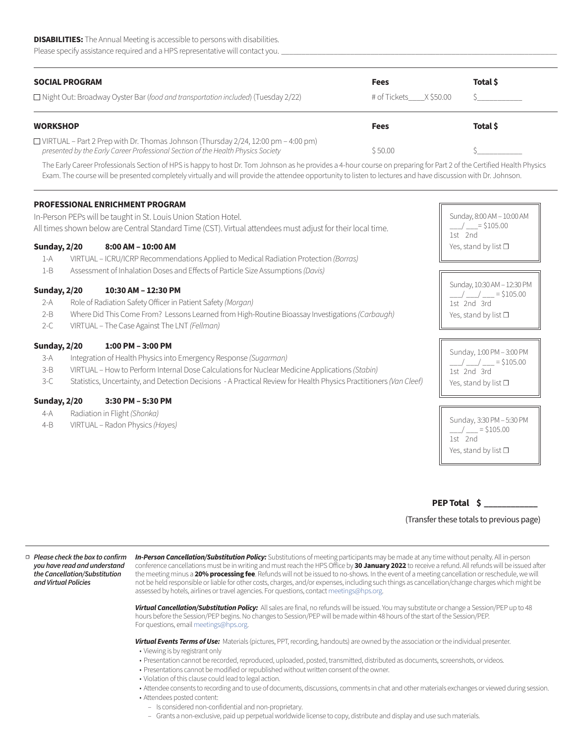**DISABILITIES:** The Annual Meeting is accessible to persons with disabilities.
Please specify assistance required and a HPS representative will contact you. ______________________________________________

| **SOCIAL PROGRAM** | **Fees** | **Total $** |
|---|---|---|
| ☐ Night Out: Broadway Oyster Bar (*food and transportation included*) (Tuesday 2/22) | # of Tickets____X $50.00 | $___________ |

| **WORKSHOP** | **Fees** | **Total $** |
|---|---|---|
| ☐ VIRTUAL – Part 2 Prep with Dr. Thomas Johnson (Thursday 2/24, 12:00 pm – 4:00 pm) *presented by the Early Career Professional Section of the Health Physics Society* | $ 50.00 | $___________ |

The Early Career Professionals Section of HPS is happy to host Dr. Tom Johnson as he provides a 4-hour course on preparing for Part 2 of the Certified Health Physics Exam. The course will be presented completely virtually and will provide the attendee opportunity to listen to lectures and have discussion with Dr. Johnson.

**PROFESSIONAL ENRICHMENT PROGRAM**

In-Person PEPs will be taught in St. Louis Union Station Hotel.
All times shown below are Central Standard Time (CST). Virtual attendees must adjust for their local time.

**Sunday, 2/20 8:00 AM – 10:00 AM**

- 1-A VIRTUAL – ICRU/ICRP Recommendations Applied to Medical Radiation Protection *(Borras)*
- 1-B Assessment of Inhalation Doses and Effects of Particle Size Assumptions *(Davis)*

Sunday, 8:00 AM – 10:00 AM
___/ ___= $105.00
1st 2nd
Yes, stand by list ☐

**Sunday, 2/20 10:30 AM – 12:30 PM**

- 2-A Role of Radiation Safety Officer in Patient Safety *(Morgan)*
- 2-B Where Did This Come From? Lessons Learned from High-Routine Bioassay Investigations *(Carbaugh)*
- 2-C VIRTUAL – The Case Against The LNT *(Fellman)*

Sunday, 10:30 AM – 12:30 PM
___/ ___/ ___ = $105.00
1st 2nd 3rd
Yes, stand by list ☐

**Sunday, 2/20 1:00 PM – 3:00 PM**

- 3-A Integration of Health Physics into Emergency Response *(Sugarman)*
- 3-B VIRTUAL – How to Perform Internal Dose Calculations for Nuclear Medicine Applications *(Stabin)*
- 3-C Statistics, Uncertainty, and Detection Decisions - A Practical Review for Health Physics Practitioners *(Van Cleef)*

Sunday, 1:00 PM – 3:00 PM
___/ ___/ ___ = $105.00
1st 2nd 3rd
Yes, stand by list ☐

**Sunday, 2/20 3:30 PM – 5:30 PM**

- 4-A Radiation in Flight *(Shonka)*
- 4-B VIRTUAL – Radon Physics *(Hayes)*

Sunday, 3:30 PM – 5:30 PM
___/ ___ = $105.00
1st 2nd
Yes, stand by list ☐

**PEP Total $ ___________**

(Transfer these totals to previous page)

☐ ***Please check the box to confirm you have read and understand the Cancellation/Substitution and Virtual Policies***

***In-Person Cancellation/Substitution Policy:*** Substitutions of meeting participants may be made at any time without penalty. All in-person conference cancellations must be in writing and must reach the HPS Office by **30 January 2022** to receive a refund. All refunds will be issued after the meeting minus a **20% processing fee**. Refunds will not be issued to no-shows. In the event of a meeting cancellation or reschedule, we will not be held responsible or liable for other costs, charges, and/or expenses, including such things as cancellation/change charges which might be assessed by hotels, airlines or travel agencies. For questions, contact meetings@hps.org.

***Virtual Cancellation/Substitution Policy:*** All sales are final, no refunds will be issued. You may substitute or change a Session/PEP up to 48 hours before the Session/PEP begins. No changes to Session/PEP will be made within 48 hours of the start of the Session/PEP. For questions, email meetings@hps.org.

***Virtual Events Terms of Use:*** Materials (pictures, PPT, recording, handouts) are owned by the association or the individual presenter.

- Viewing is by registrant only
- Presentation cannot be recorded, reproduced, uploaded, posted, transmitted, distributed as documents, screenshots, or videos.
- Presentations cannot be modified or republished without written consent of the owner.
- Violation of this clause could lead to legal action.
- Attendee consents to recording and to use of documents, discussions, comments in chat and other materials exchanges or viewed during session.
- Attendees posted content:
  - Is considered non-confidential and non-proprietary.
  - Grants a non-exclusive, paid up perpetual worldwide license to copy, distribute and display and use such materials.